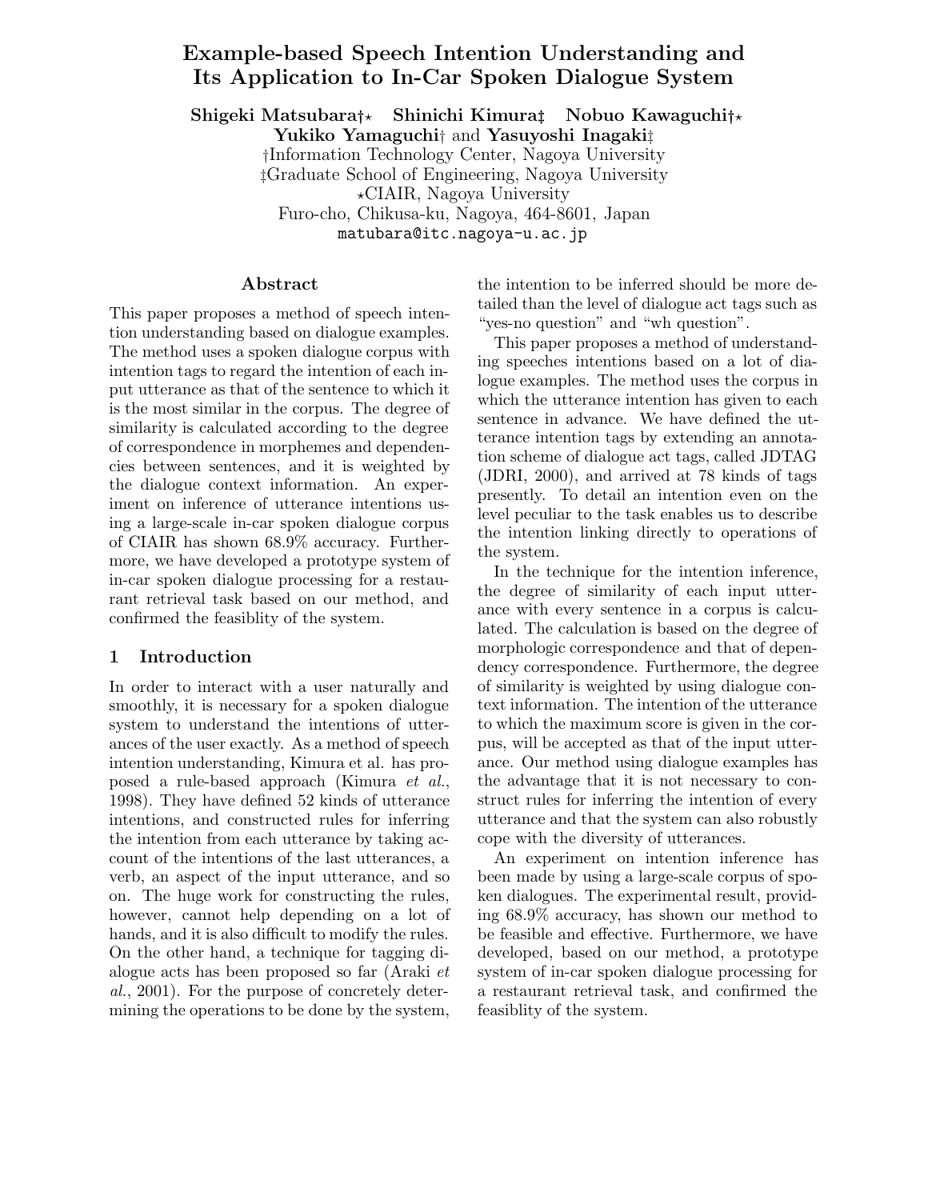# Example-based Speech Intention Understanding and Its Application to In-Car Spoken Dialogue System

**Shigeki Matsubara**†⋆ **Shinichi Kimura**‡ **Nobuo Kawaguchi**†⋆
**Yukiko Yamaguchi**† and **Yasuyoshi Inagaki**‡

†Information Technology Center, Nagoya University
‡Graduate School of Engineering, Nagoya University
⋆CIAIR, Nagoya University
Furo-cho, Chikusa-ku, Nagoya, 464-8601, Japan
matubara@itc.nagoya-u.ac.jp

## Abstract

This paper proposes a method of speech intention understanding based on dialogue examples. The method uses a spoken dialogue corpus with intention tags to regard the intention of each input utterance as that of the sentence to which it is the most similar in the corpus. The degree of similarity is calculated according to the degree of correspondence in morphemes and dependencies between sentences, and it is weighted by the dialogue context information. An experiment on inference of utterance intentions using a large-scale in-car spoken dialogue corpus of CIAIR has shown 68.9% accuracy. Furthermore, we have developed a prototype system of in-car spoken dialogue processing for a restaurant retrieval task based on our method, and confirmed the feasiblity of the system.

## 1 Introduction

In order to interact with a user naturally and smoothly, it is necessary for a spoken dialogue system to understand the intentions of utterances of the user exactly. As a method of speech intention understanding, Kimura et al. has proposed a rule-based approach (Kimura *et al.*, 1998). They have defined 52 kinds of utterance intentions, and constructed rules for inferring the intention from each utterance by taking account of the intentions of the last utterances, a verb, an aspect of the input utterance, and so on. The huge work for constructing the rules, however, cannot help depending on a lot of hands, and it is also difficult to modify the rules. On the other hand, a technique for tagging dialogue acts has been proposed so far (Araki *et al.*, 2001). For the purpose of concretely determining the operations to be done by the system, the intention to be inferred should be more detailed than the level of dialogue act tags such as "yes-no question" and "wh question".

This paper proposes a method of understanding speeches intentions based on a lot of dialogue examples. The method uses the corpus in which the utterance intention has given to each sentence in advance. We have defined the utterance intention tags by extending an annotation scheme of dialogue act tags, called JDTAG (JDRI, 2000), and arrived at 78 kinds of tags presently. To detail an intention even on the level peculiar to the task enables us to describe the intention linking directly to operations of the system.

In the technique for the intention inference, the degree of similarity of each input utterance with every sentence in a corpus is calculated. The calculation is based on the degree of morphologic correspondence and that of dependency correspondence. Furthermore, the degree of similarity is weighted by using dialogue context information. The intention of the utterance to which the maximum score is given in the corpus, will be accepted as that of the input utterance. Our method using dialogue examples has the advantage that it is not necessary to construct rules for inferring the intention of every utterance and that the system can also robustly cope with the diversity of utterances.

An experiment on intention inference has been made by using a large-scale corpus of spoken dialogues. The experimental result, providing 68.9% accuracy, has shown our method to be feasible and effective. Furthermore, we have developed, based on our method, a prototype system of in-car spoken dialogue processing for a restaurant retrieval task, and confirmed the feasiblity of the system.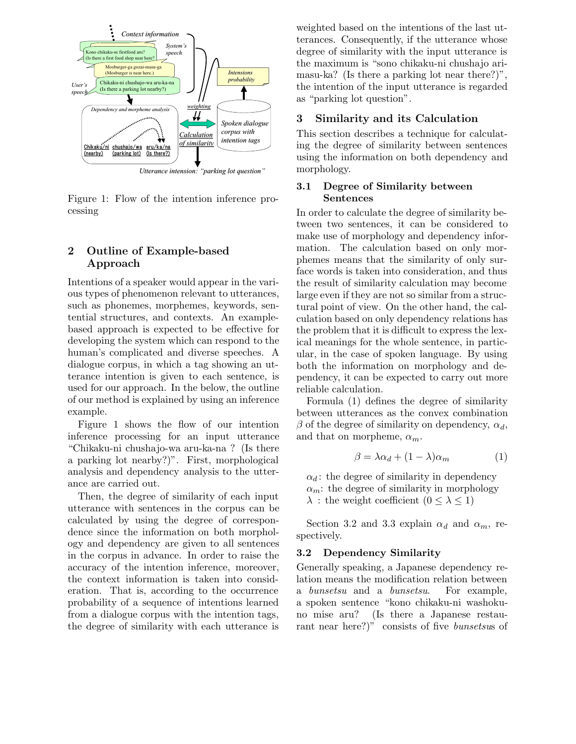Figure 1: Flow of the intention inference processing

## 2 Outline of Example-based Approach

Intentions of a speaker would appear in the various types of phenomenon relevant to utterances, such as phonemes, morphemes, keywords, sentential structures, and contexts. An example-based approach is expected to be effective for developing the system which can respond to the human's complicated and diverse speeches. A dialogue corpus, in which a tag showing an utterance intention is given to each sentence, is used for our approach. In the below, the outline of our method is explained by using an inference example.

Figure 1 shows the flow of our intention inference processing for an input utterance "Chikaku-ni chushajo-wa aru-ka-na ? (Is there a parking lot nearby?)". First, morphological analysis and dependency analysis to the utterance are carried out.

Then, the degree of similarity of each input utterance with sentences in the corpus can be calculated by using the degree of correspondence since the information on both morphology and dependency are given to all sentences in the corpus in advance. In order to raise the accuracy of the intention inference, moreover, the context information is taken into consideration. That is, according to the occurrence probability of a sequence of intentions learned from a dialogue corpus with the intention tags, the degree of similarity with each utterance is weighted based on the intentions of the last utterances. Consequently, if the utterance whose degree of similarity with the input utterance is the maximum is "sono chikaku-ni chushajo arimasu-ka? (Is there a parking lot near there?)", the intention of the input utterance is regarded as "parking lot question".

## 3 Similarity and its Calculation

This section describes a technique for calculating the degree of similarity between sentences using the information on both dependency and morphology.

### 3.1 Degree of Similarity between Sentences

In order to calculate the degree of similarity between two sentences, it can be considered to make use of morphology and dependency information. The calculation based on only morphemes means that the similarity of only surface words is taken into consideration, and thus the result of similarity calculation may become large even if they are not so similar from a structural point of view. On the other hand, the calculation based on only dependency relations has the problem that it is difficult to express the lexical meanings for the whole sentence, in particular, in the case of spoken language. By using both the information on morphology and dependency, it can be expected to carry out more reliable calculation.

Formula (1) defines the degree of similarity between utterances as the convex combination $\beta$ of the degree of similarity on dependency, $\alpha_d$, and that on morpheme, $\alpha_m$.

$$\beta = \lambda\alpha_d + (1 - \lambda)\alpha_m \quad (1)$$

$\alpha_d$: the degree of similarity in dependency
$\alpha_m$: the degree of similarity in morphology
$\lambda$ : the weight coefficient ($0 \le \lambda \le 1$)

Section 3.2 and 3.3 explain $\alpha_d$ and $\alpha_m$, respectively.

### 3.2 Dependency Similarity

Generally speaking, a Japanese dependency relation means the modification relation between a *bunsetsu* and a *bunsetsu*. For example, a spoken sentence "kono chikaku-ni washoku-no mise aru? (Is there a Japanese restaurant near here?)" consists of five *bunsetsu*s of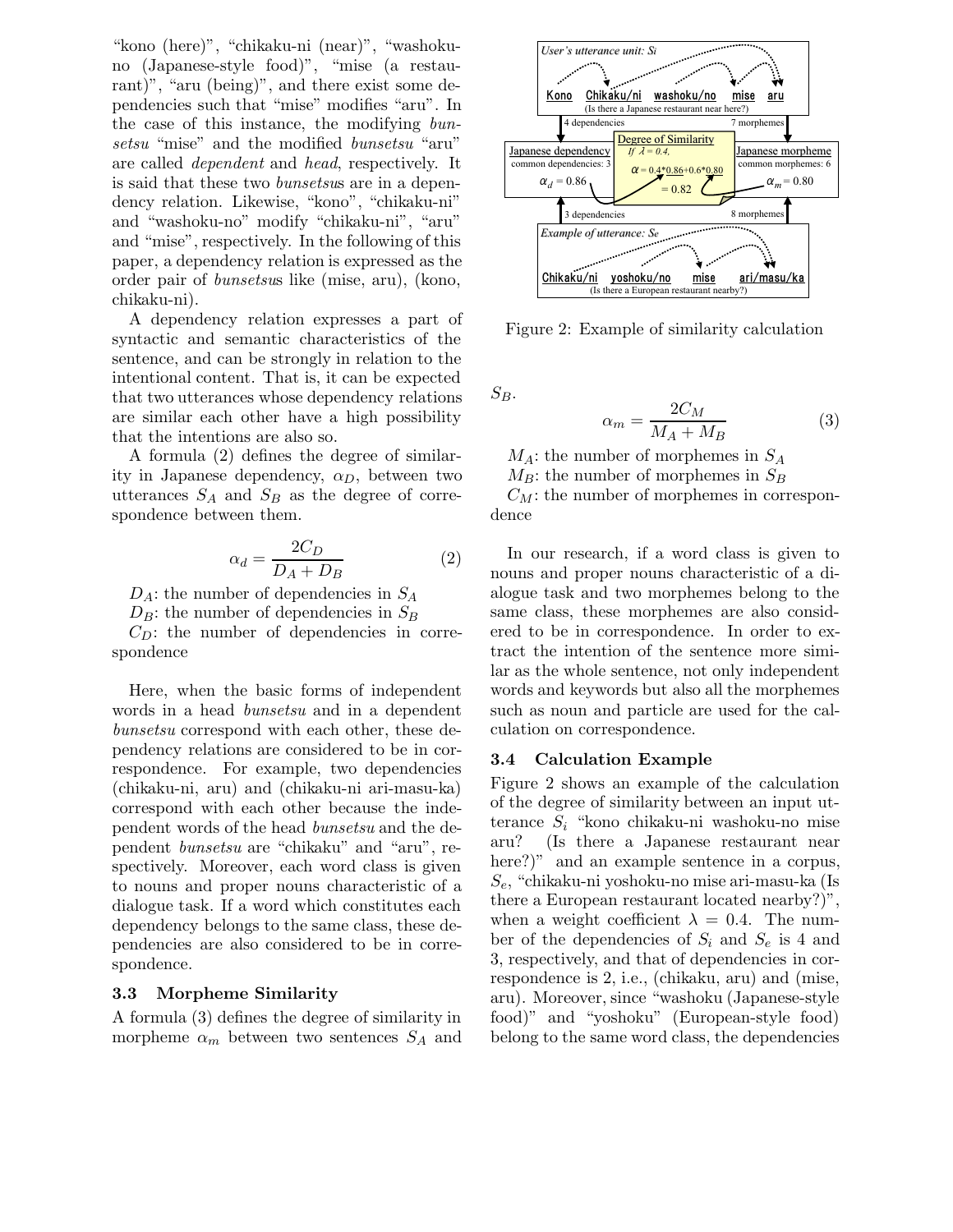"kono (here)", "chikaku-ni (near)", "washoku-no (Japanese-style food)", "mise (a restaurant)", "aru (being)", and there exist some dependencies such that "mise" modifies "aru". In the case of this instance, the modifying *bunsetsu* "mise" and the modified *bunsetsu* "aru" are called *dependent* and *head*, respectively. It is said that these two *bunsetsu*s are in a dependency relation. Likewise, "kono", "chikaku-ni" and "washoku-no" modify "chikaku-ni", "aru" and "mise", respectively. In the following of this paper, a dependency relation is expressed as the order pair of *bunsetsu*s like (mise, aru), (kono, chikaku-ni).

A dependency relation expresses a part of syntactic and semantic characteristics of the sentence, and can be strongly in relation to the intentional content. That is, it can be expected that two utterances whose dependency relations are similar each other have a high possibility that the intentions are also so.

A formula (2) defines the degree of similarity in Japanese dependency, $\alpha_D$, between two utterances $S_A$ and $S_B$ as the degree of correspondence between them.

$$\alpha_d = \frac{2C_D}{D_A + D_B} \qquad (2)$$

$D_A$: the number of dependencies in $S_A$

$D_B$: the number of dependencies in $S_B$

$C_D$: the number of dependencies in correspondence

Here, when the basic forms of independent words in a head *bunsetsu* and in a dependent *bunsetsu* correspond with each other, these dependency relations are considered to be in correspondence. For example, two dependencies (chikaku-ni, aru) and (chikaku-ni ari-masu-ka) correspond with each other because the independent words of the head *bunsetsu* and the dependent *bunsetsu* are "chikaku" and "aru", respectively. Moreover, each word class is given to nouns and proper nouns characteristic of a dialogue task. If a word which constitutes each dependency belongs to the same class, these dependencies are also considered to be in correspondence.

### 3.3 Morpheme Similarity

A formula (3) defines the degree of similarity in morpheme $\alpha_m$ between two sentences $S_A$ and $S_B$.

$$\alpha_m = \frac{2C_M}{M_A + M_B} \qquad (3)$$

$M_A$: the number of morphemes in $S_A$

$M_B$: the number of morphemes in $S_B$

$C_M$: the number of morphemes in correspondence

In our research, if a word class is given to nouns and proper nouns characteristic of a dialogue task and two morphemes belong to the same class, these morphemes are also considered to be in correspondence. In order to extract the intention of the sentence more similar as the whole sentence, not only independent words and keywords but also all the morphemes such as noun and particle are used for the calculation on correspondence.

Figure 2: Example of similarity calculation

### 3.4 Calculation Example

Figure 2 shows an example of the calculation of the degree of similarity between an input utterance $S_i$ "kono chikaku-ni washoku-no mise aru? (Is there a Japanese restaurant near here?)" and an example sentence in a corpus, $S_e$, "chikaku-ni yoshoku-no mise ari-masu-ka (Is there a European restaurant located nearby?)", when a weight coefficient $\lambda = 0.4$. The number of the dependencies of $S_i$ and $S_e$ is 4 and 3, respectively, and that of dependencies in correspondence is 2, i.e., (chikaku, aru) and (mise, aru). Moreover, since "washoku (Japanese-style food)" and "yoshoku" (European-style food) belong to the same word class, the dependencies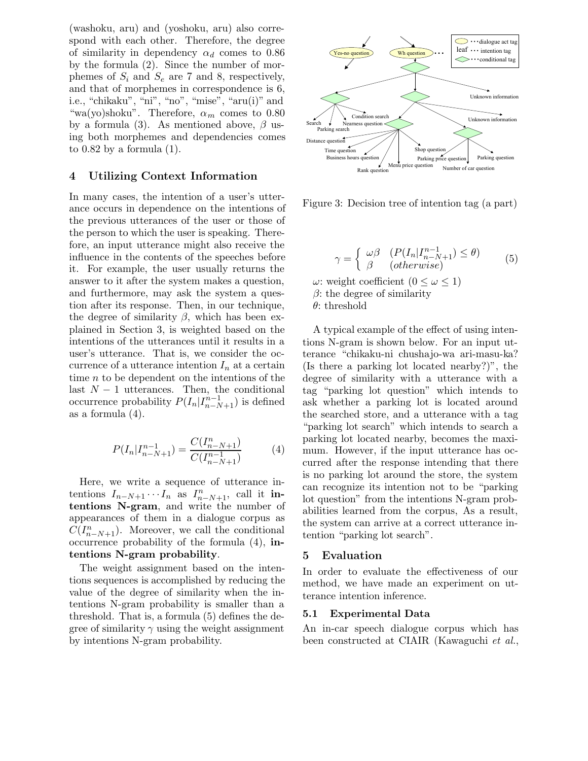(washoku, aru) and (yoshoku, aru) also correspond with each other. Therefore, the degree of similarity in dependency $\alpha_d$ comes to 0.86 by the formula (2). Since the number of morphemes of $S_i$ and $S_e$ are 7 and 8, respectively, and that of morphemes in correspondence is 6, i.e., "chikaku", "ni", "no", "mise", "aru(i)" and "wa(yo)shoku". Therefore, $\alpha_m$ comes to 0.80 by a formula (3). As mentioned above, $\beta$ using both morphemes and dependencies comes to 0.82 by a formula (1).

## 4 Utilizing Context Information

In many cases, the intention of a user's utterance occurs in dependence on the intentions of the previous utterances of the user or those of the person to which the user is speaking. Therefore, an input utterance might also receive the influence in the contents of the speeches before it. For example, the user usually returns the answer to it after the system makes a question, and furthermore, may ask the system a question after its response. Then, in our technique, the degree of similarity $\beta$, which has been explained in Section 3, is weighted based on the intentions of the utterances until it results in a user's utterance. That is, we consider the occurrence of a utterance intention $I_n$ at a certain time $n$ to be dependent on the intentions of the last $N-1$ utterances. Then, the conditional occurrence probability $P(I_n|I_{n-N+1}^{n-1})$ is defined as a formula (4).

$$P(I_n|I_{n-N+1}^{n-1}) = \frac{C(I_{n-N+1}^{n})}{C(I_{n-N+1}^{n-1})} \qquad (4)$$

Here, we write a sequence of utterance intentions $I_{n-N+1} \cdots I_n$ as $I_{n-N+1}^{n}$, call it **intentions N-gram**, and write the number of appearances of them in a dialogue corpus as $C(I_{n-N+1}^{n})$. Moreover, we call the conditional occurrence probability of the formula (4), **intentions N-gram probability**.

The weight assignment based on the intentions sequences is accomplished by reducing the value of the degree of similarity when the intentions N-gram probability is smaller than a threshold. That is, a formula (5) defines the degree of similarity $\gamma$ using the weight assignment by intentions N-gram probability.

Figure 3: Decision tree of intention tag (a part)

$$\gamma = \begin{cases} \omega\beta & (P(I_n|I_{n-N+1}^{n-1}) \leq \theta) \\ \beta & (otherwise) \end{cases} \qquad (5)$$

$\omega$: weight coefficient ($0 \leq \omega \leq 1$)
$\beta$: the degree of similarity
$\theta$: threshold

A typical example of the effect of using intentions N-gram is shown below. For an input utterance "chikaku-ni chushajo-wa ari-masu-ka? (Is there a parking lot located nearby?)", the degree of similarity with a utterance with a tag "parking lot question" which intends to ask whether a parking lot is located around the searched store, and a utterance with a tag "parking lot search" which intends to search a parking lot located nearby, becomes the maximum. However, if the input utterance has occurred after the response intending that there is no parking lot around the store, the system can recognize its intention not to be "parking lot question" from the intentions N-gram probabilities learned from the corpus, As a result, the system can arrive at a correct utterance intention "parking lot search".

## 5 Evaluation

In order to evaluate the effectiveness of our method, we have made an experiment on utterance intention inference.

### 5.1 Experimental Data

An in-car speech dialogue corpus which has been constructed at CIAIR (Kawaguchi *et al.*,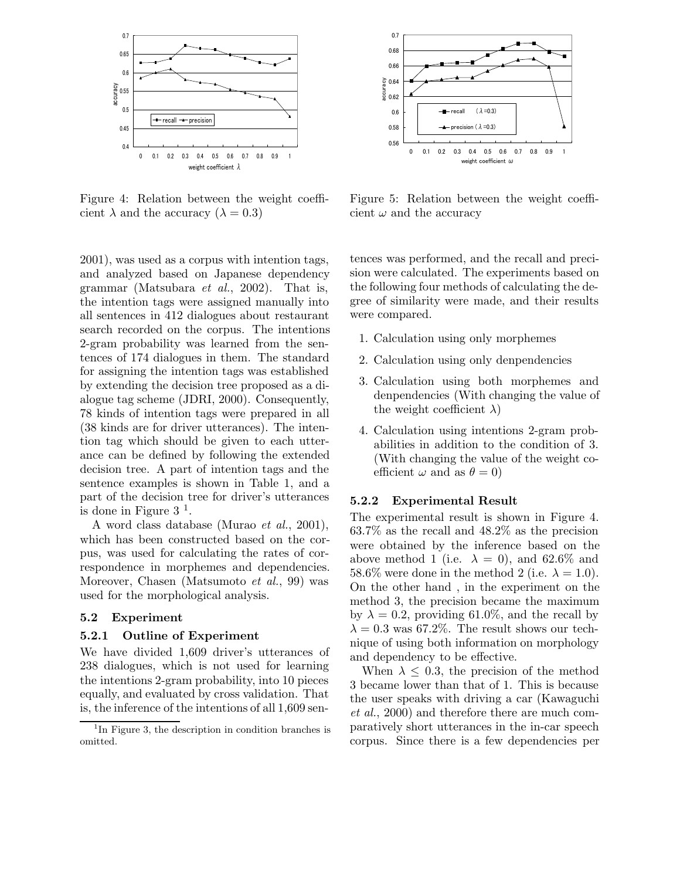Figure 4: Relation between the weight coefficient $\lambda$ and the accuracy ($\lambda = 0.3$)

Figure 5: Relation between the weight coefficient $\omega$ and the accuracy

2001), was used as a corpus with intention tags, and analyzed based on Japanese dependency grammar (Matsubara *et al.*, 2002). That is, the intention tags were assigned manually into all sentences in 412 dialogues about restaurant search recorded on the corpus. The intentions 2-gram probability was learned from the sentences of 174 dialogues in them. The standard for assigning the intention tags was established by extending the decision tree proposed as a dialogue tag scheme (JDRI, 2000). Consequently, 78 kinds of intention tags were prepared in all (38 kinds are for driver utterances). The intention tag which should be given to each utterance can be defined by following the extended decision tree. A part of intention tags and the sentence examples is shown in Table 1, and a part of the decision tree for driver's utterances is done in Figure 3 [1].

A word class database (Murao *et al.*, 2001), which has been constructed based on the corpus, was used for calculating the rates of correspondence in morphemes and dependencies. Moreover, Chasen (Matsumoto *et al.*, 99) was used for the morphological analysis.

### 5.2 Experiment

#### 5.2.1 Outline of Experiment

We have divided 1,609 driver's utterances of 238 dialogues, which is not used for learning the intentions 2-gram probability, into 10 pieces equally, and evaluated by cross validation. That is, the inference of the intentions of all 1,609 sentences was performed, and the recall and precision were calculated. The experiments based on the following four methods of calculating the degree of similarity were made, and their results were compared.

1. Calculation using only morphemes
2. Calculation using only denpendencies
3. Calculation using both morphemes and denpendencies (With changing the value of the weight coefficient $\lambda$)
4. Calculation using intentions 2-gram probabilities in addition to the condition of 3. (With changing the value of the weight coefficient $\omega$ and as $\theta = 0$)

#### 5.2.2 Experimental Result

The experimental result is shown in Figure 4. 63.7% as the recall and 48.2% as the precision were obtained by the inference based on the above method 1 (i.e. $\lambda = 0$), and 62.6% and 58.6% were done in the method 2 (i.e. $\lambda = 1.0$). On the other hand , in the experiment on the method 3, the precision became the maximum by $\lambda = 0.2$, providing 61.0%, and the recall by $\lambda = 0.3$ was 67.2%. The result shows our technique of using both information on morphology and dependency to be effective.

When $\lambda \leq 0.3$, the precision of the method 3 became lower than that of 1. This is because the user speaks with driving a car (Kawaguchi *et al.*, 2000) and therefore there are much comparatively short utterances in the in-car speech corpus. Since there is a few dependencies per

[1] In Figure 3, the description in condition branches is omitted.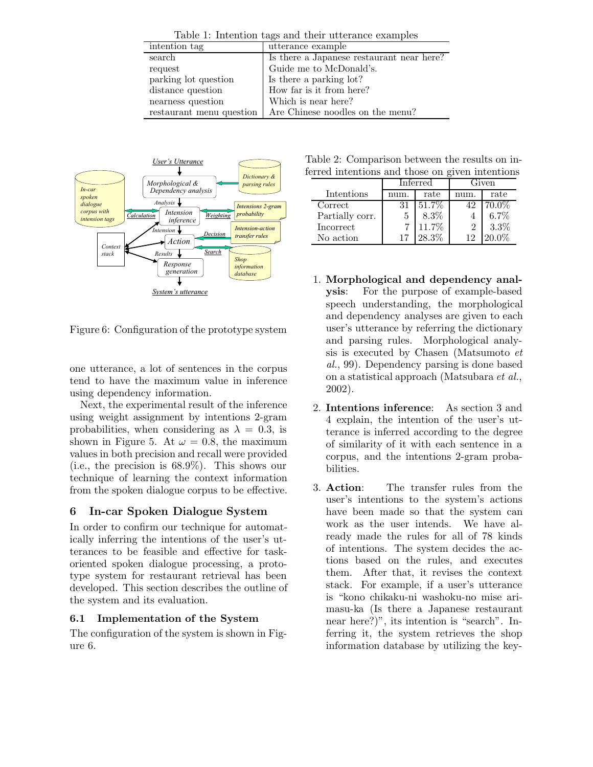Table 1: Intention tags and their utterance examples

| intention tag | utterance example |
|---|---|
| search | Is there a Japanese restaurant near here? |
| request | Guide me to McDonald's. |
| parking lot question | Is there a parking lot? |
| distance question | How far is it from here? |
| nearness question | Which is near here? |
| restaurant menu question | Are Chinese noodles on the menu? |

Figure 6: Configuration of the prototype system

one utterance, a lot of sentences in the corpus tend to have the maximum value in inference using dependency information.

Next, the experimental result of the inference using weight assignment by intentions 2-gram probabilities, when considering as $\lambda = 0.3$, is shown in Figure 5. At $\omega = 0.8$, the maximum values in both precision and recall were provided (i.e., the precision is 68.9%). This shows our technique of learning the context information from the spoken dialogue corpus to be effective.

## 6 In-car Spoken Dialogue System

In order to confirm our technique for automatically inferring the intentions of the user's utterances to be feasible and effective for task-oriented spoken dialogue processing, a prototype system for restaurant retrieval has been developed. This section describes the outline of the system and its evaluation.

### 6.1 Implementation of the System

The configuration of the system is shown in Figure 6.

Table 2: Comparison between the results on inferred intentions and those on given intentions

| Intentions | Inferred | | Given | |
|---|---|---|---|---|
| | num. | rate | num. | rate |
| Correct | 31 | 51.7% | 42 | 70.0% |
| Partially corr. | 5 | 8.3% | 4 | 6.7% |
| Incorrect | 7 | 11.7% | 2 | 3.3% |
| No action | 17 | 28.3% | 12 | 20.0% |

1. **Morphological and dependency analysis**: For the purpose of example-based speech understanding, the morphological and dependency analyses are given to each user's utterance by referring the dictionary and parsing rules. Morphological analysis is executed by Chasen (Matsumoto *et al.*, 99). Dependency parsing is done based on a statistical approach (Matsubara *et al.*, 2002).

2. **Intentions inference**: As section 3 and 4 explain, the intention of the user's utterance is inferred according to the degree of similarity of it with each sentence in a corpus, and the intentions 2-gram probabilities.

3. **Action**: The transfer rules from the user's intentions to the system's actions have been made so that the system can work as the user intends. We have already made the rules for all of 78 kinds of intentions. The system decides the actions based on the rules, and executes them. After that, it revises the context stack. For example, if a user's utterance is "kono chikaku-ni washoku-no mise arimasu-ka (Is there a Japanese restaurant near here?)", its intention is "search". Inferring it, the system retrieves the shop information database by utilizing the key-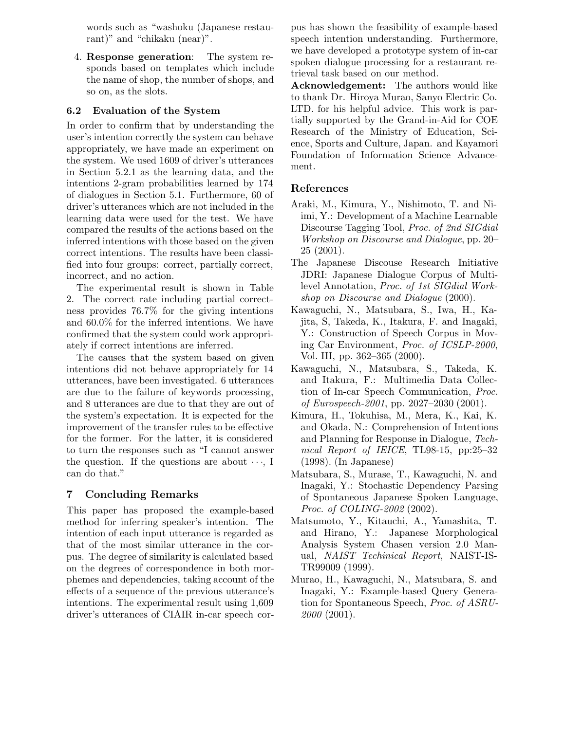words such as "washoku (Japanese restaurant)" and "chikaku (near)".

4. **Response generation**: The system responds based on templates which include the name of shop, the number of shops, and so on, as the slots.

### 6.2 Evaluation of the System

In order to confirm that by understanding the user's intention correctly the system can behave appropriately, we have made an experiment on the system. We used 1609 of driver's utterances in Section 5.2.1 as the learning data, and the intentions 2-gram probabilities learned by 174 of dialogues in Section 5.1. Furthermore, 60 of driver's utterances which are not included in the learning data were used for the test. We have compared the results of the actions based on the inferred intentions with those based on the given correct intentions. The results have been classified into four groups: correct, partially correct, incorrect, and no action.

The experimental result is shown in Table 2. The correct rate including partial correctness provides 76.7% for the giving intentions and 60.0% for the inferred intentions. We have confirmed that the system could work appropriately if correct intentions are inferred.

The causes that the system based on given intentions did not behave appropriately for 14 utterances, have been investigated. 6 utterances are due to the failure of keywords processing, and 8 utterances are due to that they are out of the system's expectation. It is expected for the improvement of the transfer rules to be effective for the former. For the latter, it is considered to turn the responses such as "I cannot answer the question. If the questions are about $\cdots$, I can do that."

## 7 Concluding Remarks

This paper has proposed the example-based method for inferring speaker's intention. The intention of each input utterance is regarded as that of the most similar utterance in the corpus. The degree of similarity is calculated based on the degrees of correspondence in both morphemes and dependencies, taking account of the effects of a sequence of the previous utterance's intentions. The experimental result using 1,609 driver's utterances of CIAIR in-car speech corpus has shown the feasibility of example-based speech intention understanding. Furthermore, we have developed a prototype system of in-car spoken dialogue processing for a restaurant retrieval task based on our method.

**Acknowledgement:** The authors would like to thank Dr. Hiroya Murao, Sanyo Electric Co. LTD. for his helpful advice. This work is partially supported by the Grand-in-Aid for COE Research of the Ministry of Education, Science, Sports and Culture, Japan. and Kayamori Foundation of Information Science Advancement.

## References

Araki, M., Kimura, Y., Nishimoto, T. and Niimi, Y.: Development of a Machine Learnable Discourse Tagging Tool, *Proc. of 2nd SIGdial Workshop on Discourse and Dialogue*, pp. 20–25 (2001).

The Japanese Discouse Research Initiative JDRI: Japanese Dialogue Corpus of Multi-level Annotation, *Proc. of 1st SIGdial Workshop on Discourse and Dialogue* (2000).

Kawaguchi, N., Matsubara, S., Iwa, H., Kajita, S, Takeda, K., Itakura, F. and Inagaki, Y.: Construction of Speech Corpus in Moving Car Environment, *Proc. of ICSLP-2000*, Vol. III, pp. 362–365 (2000).

Kawaguchi, N., Matsubara, S., Takeda, K. and Itakura, F.: Multimedia Data Collection of In-car Speech Communication, *Proc. of Eurospeech-2001*, pp. 2027–2030 (2001).

Kimura, H., Tokuhisa, M., Mera, K., Kai, K. and Okada, N.: Comprehension of Intentions and Planning for Response in Dialogue, *Technical Report of IEICE*, TL98-15, pp:25–32 (1998). (In Japanese)

Matsubara, S., Murase, T., Kawaguchi, N. and Inagaki, Y.: Stochastic Dependency Parsing of Spontaneous Japanese Spoken Language, *Proc. of COLING-2002* (2002).

Matsumoto, Y., Kitauchi, A., Yamashita, T. and Hirano, Y.: Japanese Morphological Analysis System Chasen version 2.0 Manual, *NAIST Techinical Report*, NAIST-IS-TR99009 (1999).

Murao, H., Kawaguchi, N., Matsubara, S. and Inagaki, Y.: Example-based Query Generation for Spontaneous Speech, *Proc. of ASRU-2000* (2001).